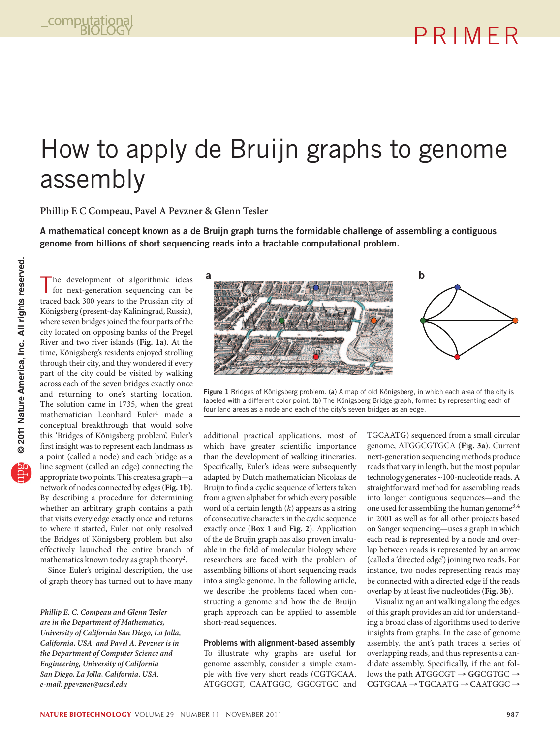# How to apply de Bruijn graphs to genome assembly

**Phillip E C Compeau, Pavel A Pevzner & Glenn Tesler**

**A mathematical concept known as a de Bruijn graph turns the formidable challenge of assembling a contiguous genome from billions of short sequencing reads into a tractable computational problem.**

The development of algorithmic ideas for next-generation sequencing can be traced back 300 years to the Prussian city of Königsberg (present-day Kaliningrad, Russia), where seven bridges joined the four parts of the city located on opposing banks of the Pregel River and two river islands (**Fig. 1a**). At the time, Königsberg's residents enjoyed strolling through their city, and they wondered if every part of the city could be visited by walking across each of the seven bridges exactly once and returning to one's starting location. The solution came in 1735, when the great mathematician Leonhard Euler[1] made a conceptual breakthrough that would solve this 'Bridges of Königsberg problem'. Euler's first insight was to represent each landmass as a point (called a node) and each bridge as a line segment (called an edge) connecting the appropriate two points. This creates a graph—a network of nodes connected by edges (**Fig. 1b**). By describing a procedure for determining whether an arbitrary graph contains a path that visits every edge exactly once and returns to where it started, Euler not only resolved the Bridges of Königsberg problem but also effectively launched the entire branch of mathematics known today as graph theory[2].

Since Euler's original description, the use of graph theory has turned out to have many additional practical applications, most of which have greater scientific importance than the development of walking itineraries. Specifically, Euler's ideas were subsequently adapted by Dutch mathematician Nicolaas de Bruijn to find a cyclic sequence of letters taken from a given alphabet for which every possible word of a certain length ($k$) appears as a string of consecutive characters in the cyclic sequence exactly once (**Box 1** and **Fig. 2**). Application of the de Bruijn graph has also proven invaluable in the field of molecular biology where researchers are faced with the problem of assembling billions of short sequencing reads into a single genome. In the following article, we describe the problems faced when constructing a genome and how the de Bruijn graph approach can be applied to assemble short-read sequences.

Figure 1 Bridges of Königsberg problem. (**a**) A map of old Königsberg, in which each area of the city is labeled with a different color point. (**b**) The Königsberg Bridge graph, formed by representing each of four land areas as a node and each of the city's seven bridges as an edge.

## Problems with alignment-based assembly

To illustrate why graphs are useful for genome assembly, consider a simple example with five very short reads (CGTGCAA, ATGGCGT, CAATGGC, GGCGTGC and TGCAATG) sequenced from a small circular genome, ATGGCGTGCA (**Fig. 3a**). Current next-generation sequencing methods produce reads that vary in length, but the most popular technology generates ~100-nucleotide reads. A straightforward method for assembling reads into longer contiguous sequences—and the one used for assembling the human genome[3,4] in 2001 as well as for all other projects based on Sanger sequencing—uses a graph in which each read is represented by a node and overlap between reads is represented by an arrow (called a 'directed edge') joining two reads. For instance, two nodes representing reads may be connected with a directed edge if the reads overlap by at least five nucleotides (**Fig. 3b**).

Visualizing an ant walking along the edges of this graph provides an aid for understanding a broad class of algorithms used to derive insights from graphs. In the case of genome assembly, the ant's path traces a series of overlapping reads, and thus represents a candidate assembly. Specifically, if the ant follows the path **AT**GGCGT → **GG**CGTGC → **CG**TGCAA → **TG**CAATG → **CA**ATGGC →

*Phillip E. C. Compeau and Glenn Tesler are in the Department of Mathematics, University of California San Diego, La Jolla, California, USA, and Pavel A. Pevzner is in the Department of Computer Science and Engineering, University of California San Diego, La Jolla, California, USA. e-mail: ppevzner@ucsd.edu*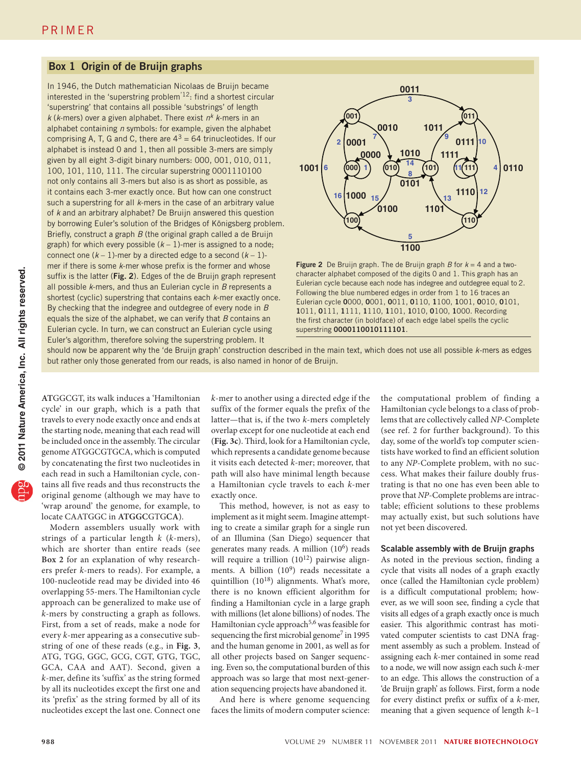## Box 1 Origin of de Bruijn graphs

In 1946, the Dutch mathematician Nicolaas de Bruijn became interested in the 'superstring problem'[12]: find a shortest circular 'superstring' that contains all possible 'substrings' of length $k$ ($k$-mers) over a given alphabet. There exist $n^k$ $k$-mers in an alphabet containing $n$ symbols: for example, given the alphabet comprising A, T, G and C, there are $4^3 = 64$ trinucleotides. If our alphabet is instead 0 and 1, then all possible 3-mers are simply given by all eight 3-digit binary numbers: 000, 001, 010, 011, 100, 101, 110, 111. The circular superstring 0001110100 not only contains all 3-mers but also is as short as possible, as it contains each 3-mer exactly once. But how can one construct such a superstring for all $k$-mers in the case of an arbitrary value of $k$ and an arbitrary alphabet? De Bruijn answered this question by borrowing Euler's solution of the Bridges of Königsberg problem. Briefly, construct a graph $B$ (the original graph called a de Bruijn graph) for which every possible $(k-1)$-mer is assigned to a node; connect one $(k-1)$-mer by a directed edge to a second $(k-1)$-mer if there is some $k$-mer whose prefix is the former and whose suffix is the latter (**Fig. 2**). Edges of the de Bruijn graph represent all possible $k$-mers, and thus an Eulerian cycle in $B$ represents a shortest (cyclic) superstring that contains each $k$-mer exactly once. By checking that the indegree and outdegree of every node in $B$ equals the size of the alphabet, we can verify that $B$ contains an Eulerian cycle. In turn, we can construct an Eulerian cycle using Euler's algorithm, therefore solving the superstring problem. It should now be apparent why the 'de Bruijn graph' construction described in the main text, which does not use all possible $k$-mers as edges but rather only those generated from our reads, is also named in honor of de Bruijn.

**Figure 2** De Bruijn graph. The de Bruijn graph $B$ for $k = 4$ and a two-character alphabet composed of the digits 0 and 1. This graph has an Eulerian cycle because each node has indegree and outdegree equal to 2. Following the blue numbered edges in order from 1 to 16 traces an Eulerian cycle **0**000, **0**001, **0**011, **0**110, **1**100, **1**001, **0**010, **0**101, **1**011, **0**111, **1**111, **1**110, **1**101, **1**010, **0**100, **1**000. Recording the first character (in boldface) of each edge label spells the cyclic superstring **0000110010111101**.

**AT**GGCGT, its walk induces a 'Hamiltonian cycle' in our graph, which is a path that travels to every node exactly once and ends at the starting node, meaning that each read will be included once in the assembly. The circular genome ATGGCGTGCA, which is computed by concatenating the first two nucleotides in each read in such a Hamiltonian cycle, contains all five reads and thus reconstructs the original genome (although we may have to 'wrap around' the genome, for example, to locate CAATGGC in **ATGGC**GTG**CA**).

Modern assemblers usually work with strings of a particular length $k$ ($k$-mers), which are shorter than entire reads (see **Box 2** for an explanation of why researchers prefer $k$-mers to reads). For example, a 100-nucleotide read may be divided into 46 overlapping 55-mers. The Hamiltonian cycle approach can be generalized to make use of $k$-mers by constructing a graph as follows. First, from a set of reads, make a node for every $k$-mer appearing as a consecutive substring of one of these reads (e.g., in **Fig. 3**, ATG, TGG, GGC, GCG, CGT, GTG, TGC, GCA, CAA and AAT). Second, given a $k$-mer, define its 'suffix' as the string formed by all its nucleotides except the first one and its 'prefix' as the string formed by all of its nucleotides except the last one. Connect one $k$-mer to another using a directed edge if the suffix of the former equals the prefix of the latter—that is, if the two $k$-mers completely overlap except for one nucleotide at each end (**Fig. 3c**). Third, look for a Hamiltonian cycle, which represents a candidate genome because it visits each detected $k$-mer; moreover, that path will also have minimal length because a Hamiltonian cycle travels to each $k$-mer exactly once.

This method, however, is not as easy to implement as it might seem. Imagine attempting to create a similar graph for a single run of an Illumina (San Diego) sequencer that generates many reads. A million ($10^6$) reads will require a trillion ($10^{12}$) pairwise alignments. A billion ($10^9$) reads necessitate a quintillion ($10^{18}$) alignments. What's more, there is no known efficient algorithm for finding a Hamiltonian cycle in a large graph with millions (let alone billions) of nodes. The Hamiltonian cycle approach[5,6] was feasible for sequencing the first microbial genome[7] in 1995 and the human genome in 2001, as well as for all other projects based on Sanger sequencing. Even so, the computational burden of this approach was so large that most next-generation sequencing projects have abandoned it.

And here is where genome sequencing faces the limits of modern computer science: the computational problem of finding a Hamiltonian cycle belongs to a class of problems that are collectively called *NP*-Complete (see ref. 2 for further background). To this day, some of the world's top computer scientists have worked to find an efficient solution to any *NP*-Complete problem, with no success. What makes their failure doubly frustrating is that no one has even been able to prove that *NP*-Complete problems are intractable; efficient solutions to these problems may actually exist, but such solutions have not yet been discovered.

### Scalable assembly with de Bruijn graphs

As noted in the previous section, finding a cycle that visits all nodes of a graph exactly once (called the Hamiltonian cycle problem) is a difficult computational problem; however, as we will soon see, finding a cycle that visits all edges of a graph exactly once is much easier. This algorithmic contrast has motivated computer scientists to cast DNA fragment assembly as such a problem. Instead of assigning each $k$-mer contained in some read to a node, we will now assign each such $k$-mer to an edge. This allows the construction of a 'de Bruijn graph' as follows. First, form a node for every distinct prefix or suffix of a $k$-mer, meaning that a given sequence of length $k$–1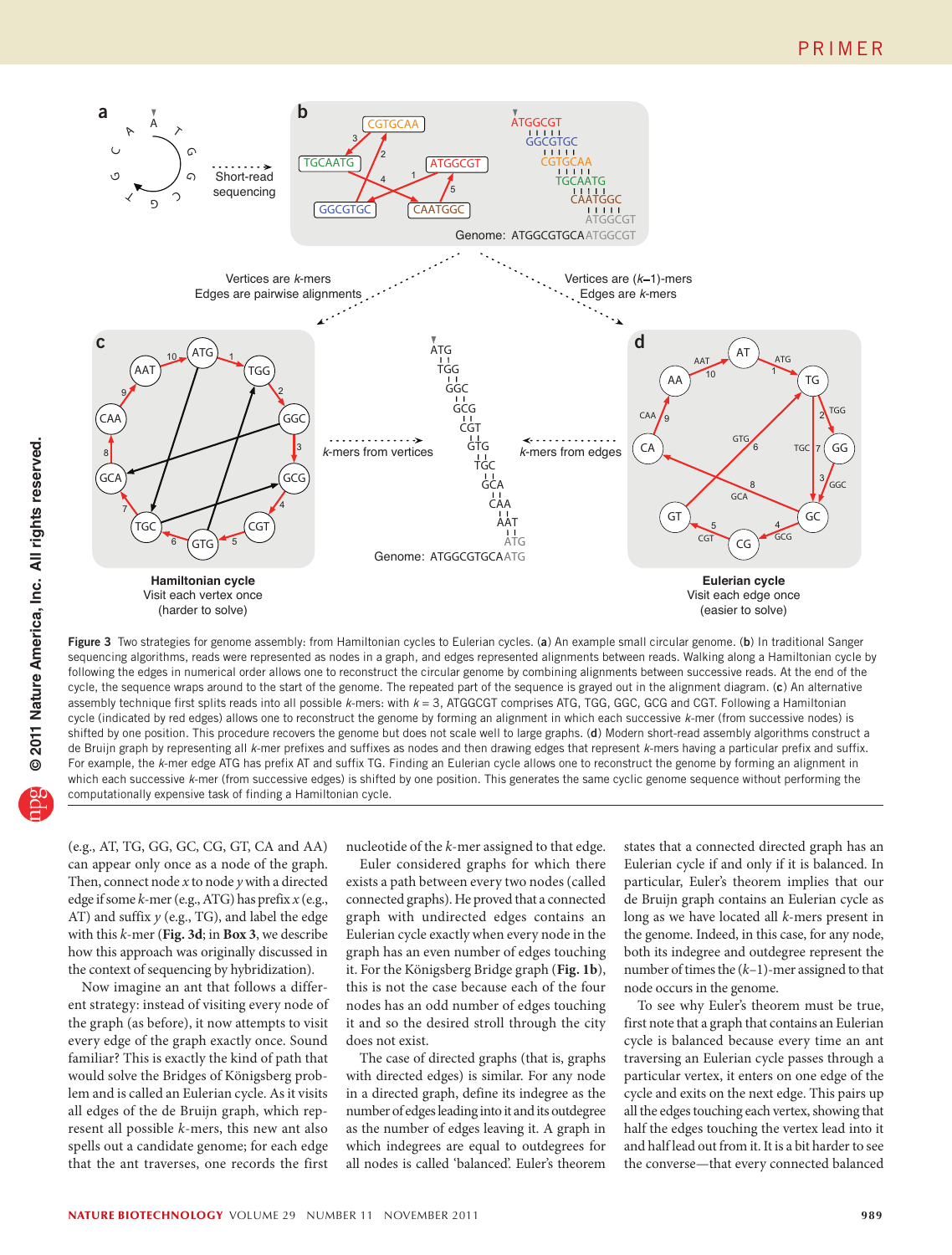**Figure 3** Two strategies for genome assembly: from Hamiltonian cycles to Eulerian cycles. (**a**) An example small circular genome. (**b**) In traditional Sanger sequencing algorithms, reads were represented as nodes in a graph, and edges represented alignments between reads. Walking along a Hamiltonian cycle by following the edges in numerical order allows one to reconstruct the circular genome by combining alignments between successive reads. At the end of the cycle, the sequence wraps around to the start of the genome. The repeated part of the sequence is grayed out in the alignment diagram. (**c**) An alternative assembly technique first splits reads into all possible *k*-mers: with *k* = 3, ATGGCGT comprises ATG, TGG, GGC, GCG and CGT. Following a Hamiltonian cycle (indicated by red edges) allows one to reconstruct the genome by forming an alignment in which each successive *k*-mer (from successive nodes) is shifted by one position. This procedure recovers the genome but does not scale well to large graphs. (**d**) Modern short-read assembly algorithms construct a de Bruijn graph by representing all *k*-mer prefixes and suffixes as nodes and then drawing edges that represent *k*-mers having a particular prefix and suffix. For example, the *k*-mer edge ATG has prefix AT and suffix TG. Finding an Eulerian cycle allows one to reconstruct the genome by forming an alignment in which each successive *k*-mer (from successive edges) is shifted by one position. This generates the same cyclic genome sequence without performing the computationally expensive task of finding a Hamiltonian cycle.

(e.g., AT, TG, GG, GC, CG, GT, CA and AA) can appear only once as a node of the graph. Then, connect node *x* to node *y* with a directed edge if some *k*-mer (e.g., ATG) has prefix *x* (e.g., AT) and suffix *y* (e.g., TG), and label the edge with this *k*-mer (**Fig. 3d**; in **Box 3**, we describe how this approach was originally discussed in the context of sequencing by hybridization).

Now imagine an ant that follows a different strategy: instead of visiting every node of the graph (as before), it now attempts to visit every edge of the graph exactly once. Sound familiar? This is exactly the kind of path that would solve the Bridges of Königsberg problem and is called an Eulerian cycle. As it visits all edges of the de Bruijn graph, which represent all possible *k*-mers, this new ant also spells out a candidate genome; for each edge that the ant traverses, one records the first nucleotide of the *k*-mer assigned to that edge.

Euler considered graphs for which there exists a path between every two nodes (called connected graphs). He proved that a connected graph with undirected edges contains an Eulerian cycle exactly when every node in the graph has an even number of edges touching it. For the Königsberg Bridge graph (**Fig. 1b**), this is not the case because each of the four nodes has an odd number of edges touching it and so the desired stroll through the city does not exist.

The case of directed graphs (that is, graphs with directed edges) is similar. For any node in a directed graph, define its indegree as the number of edges leading into it and its outdegree as the number of edges leaving it. A graph in which indegrees are equal to outdegrees for all nodes is called 'balanced'. Euler's theorem states that a connected directed graph has an Eulerian cycle if and only if it is balanced. In particular, Euler's theorem implies that our de Bruijn graph contains an Eulerian cycle as long as we have located all *k*-mers present in the genome. Indeed, in this case, for any node, both its indegree and outdegree represent the number of times the (*k*–1)-mer assigned to that node occurs in the genome.

To see why Euler's theorem must be true, first note that a graph that contains an Eulerian cycle is balanced because every time an ant traversing an Eulerian cycle passes through a particular vertex, it enters on one edge of the cycle and exits on the next edge. This pairs up all the edges touching each vertex, showing that half the edges touching the vertex lead into it and half lead out from it. It is a bit harder to see the converse—that every connected balanced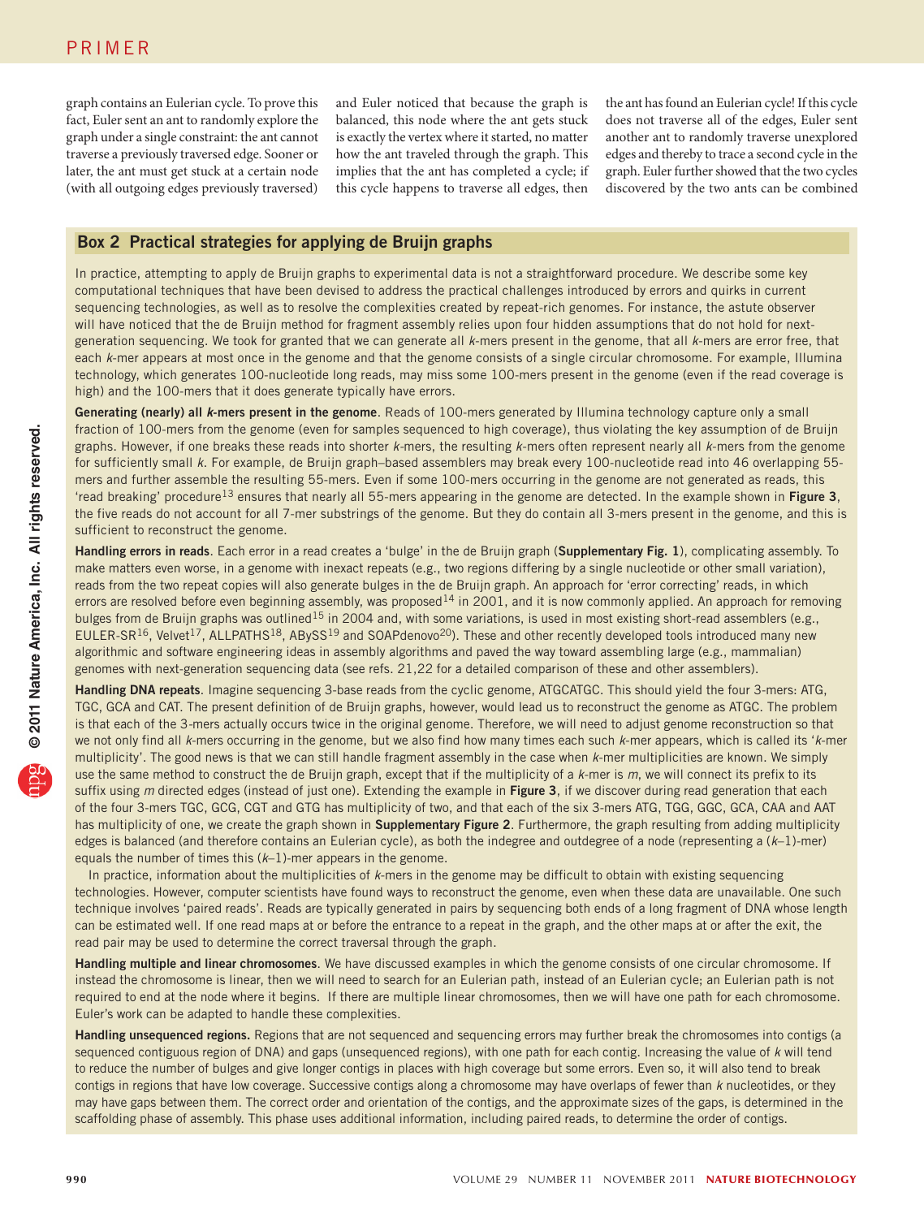graph contains an Eulerian cycle. To prove this fact, Euler sent an ant to randomly explore the graph under a single constraint: the ant cannot traverse a previously traversed edge. Sooner or later, the ant must get stuck at a certain node (with all outgoing edges previously traversed) and Euler noticed that because the graph is balanced, this node where the ant gets stuck is exactly the vertex where it started, no matter how the ant traveled through the graph. This implies that the ant has completed a cycle; if this cycle happens to traverse all edges, then the ant has found an Eulerian cycle! If this cycle does not traverse all of the edges, Euler sent another ant to randomly traverse unexplored edges and thereby to trace a second cycle in the graph. Euler further showed that the two cycles discovered by the two ants can be combined

## Box 2 Practical strategies for applying de Bruijn graphs

In practice, attempting to apply de Bruijn graphs to experimental data is not a straightforward procedure. We describe some key computational techniques that have been devised to address the practical challenges introduced by errors and quirks in current sequencing technologies, as well as to resolve the complexities created by repeat-rich genomes. For instance, the astute observer will have noticed that the de Bruijn method for fragment assembly relies upon four hidden assumptions that do not hold for next-generation sequencing. We took for granted that we can generate all *k*-mers present in the genome, that all *k*-mers are error free, that each *k*-mer appears at most once in the genome and that the genome consists of a single circular chromosome. For example, Illumina technology, which generates 100-nucleotide long reads, may miss some 100-mers present in the genome (even if the read coverage is high) and the 100-mers that it does generate typically have errors.

**Generating (nearly) all *k*-mers present in the genome**. Reads of 100-mers generated by Illumina technology capture only a small fraction of 100-mers from the genome (even for samples sequenced to high coverage), thus violating the key assumption of de Bruijn graphs. However, if one breaks these reads into shorter *k*-mers, the resulting *k*-mers often represent nearly all *k*-mers from the genome for sufficiently small *k*. For example, de Bruijn graph–based assemblers may break every 100-nucleotide read into 46 overlapping 55-mers and further assemble the resulting 55-mers. Even if some 100-mers occurring in the genome are not generated as reads, this 'read breaking' procedure[13] ensures that nearly all 55-mers appearing in the genome are detected. In the example shown in **Figure 3**, the five reads do not account for all 7-mer substrings of the genome. But they do contain all 3-mers present in the genome, and this is sufficient to reconstruct the genome.

**Handling errors in reads**. Each error in a read creates a 'bulge' in the de Bruijn graph (**Supplementary Fig. 1**), complicating assembly. To make matters even worse, in a genome with inexact repeats (e.g., two regions differing by a single nucleotide or other small variation), reads from the two repeat copies will also generate bulges in the de Bruijn graph. An approach for 'error correcting' reads, in which errors are resolved before even beginning assembly, was proposed[14] in 2001, and it is now commonly applied. An approach for removing bulges from de Bruijn graphs was outlined[15] in 2004 and, with some variations, is used in most existing short-read assemblers (e.g., EULER-SR[16], Velvet[17], ALLPATHS[18], ABySS[19] and SOAPdenovo[20]). These and other recently developed tools introduced many new algorithmic and software engineering ideas in assembly algorithms and paved the way toward assembling large (e.g., mammalian) genomes with next-generation sequencing data (see refs. 21,22 for a detailed comparison of these and other assemblers).

**Handling DNA repeats**. Imagine sequencing 3-base reads from the cyclic genome, ATGCATGC. This should yield the four 3-mers: ATG, TGC, GCA and CAT. The present definition of de Bruijn graphs, however, would lead us to reconstruct the genome as ATGC. The problem is that each of the 3-mers actually occurs twice in the original genome. Therefore, we will need to adjust genome reconstruction so that we not only find all *k*-mers occurring in the genome, but we also find how many times each such *k*-mer appears, which is called its '*k*-mer multiplicity'. The good news is that we can still handle fragment assembly in the case when *k*-mer multiplicities are known. We simply use the same method to construct the de Bruijn graph, except that if the multiplicity of a *k*-mer is *m*, we will connect its prefix to its suffix using *m* directed edges (instead of just one). Extending the example in **Figure 3**, if we discover during read generation that each of the four 3-mers TGC, GCG, CGT and GTG has multiplicity of two, and that each of the six 3-mers ATG, TGG, GGC, GCA, CAA and AAT has multiplicity of one, we create the graph shown in **Supplementary Figure 2**. Furthermore, the graph resulting from adding multiplicity edges is balanced (and therefore contains an Eulerian cycle), as both the indegree and outdegree of a node (representing a ($k$–1)-mer) equals the number of times this ($k$–1)-mer appears in the genome.

In practice, information about the multiplicities of *k*-mers in the genome may be difficult to obtain with existing sequencing technologies. However, computer scientists have found ways to reconstruct the genome, even when these data are unavailable. One such technique involves 'paired reads'. Reads are typically generated in pairs by sequencing both ends of a long fragment of DNA whose length can be estimated well. If one read maps at or before the entrance to a repeat in the graph, and the other maps at or after the exit, the read pair may be used to determine the correct traversal through the graph.

**Handling multiple and linear chromosomes**. We have discussed examples in which the genome consists of one circular chromosome. If instead the chromosome is linear, then we will need to search for an Eulerian path, instead of an Eulerian cycle; an Eulerian path is not required to end at the node where it begins. If there are multiple linear chromosomes, then we will have one path for each chromosome. Euler's work can be adapted to handle these complexities.

**Handling unsequenced regions.** Regions that are not sequenced and sequencing errors may further break the chromosomes into contigs (a sequenced contiguous region of DNA) and gaps (unsequenced regions), with one path for each contig. Increasing the value of *k* will tend to reduce the number of bulges and give longer contigs in places with high coverage but some errors. Even so, it will also tend to break contigs in regions that have low coverage. Successive contigs along a chromosome may have overlaps of fewer than *k* nucleotides, or they may have gaps between them. The correct order and orientation of the contigs, and the approximate sizes of the gaps, is determined in the scaffolding phase of assembly. This phase uses additional information, including paired reads, to determine the order of contigs.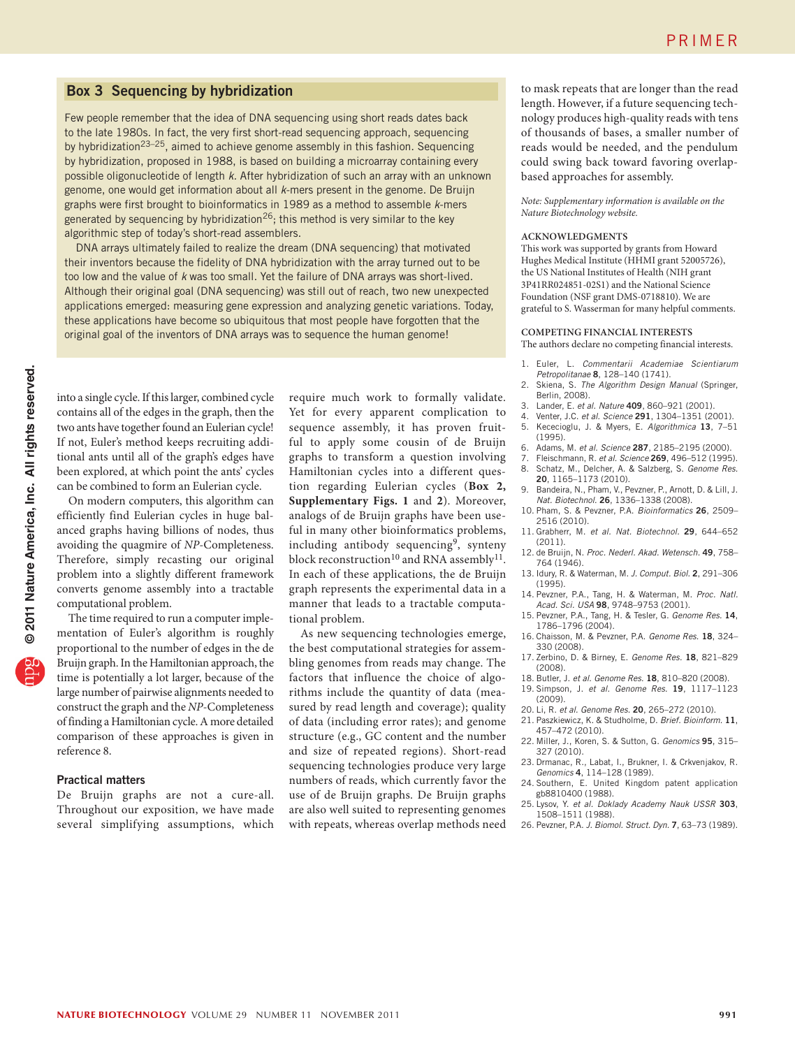## Box 3 Sequencing by hybridization

Few people remember that the idea of DNA sequencing using short reads dates back to the late 1980s. In fact, the very first short-read sequencing approach, sequencing by hybridization[23–25], aimed to achieve genome assembly in this fashion. Sequencing by hybridization, proposed in 1988, is based on building a microarray containing every possible oligonucleotide of length *k*. After hybridization of such an array with an unknown genome, one would get information about all *k*-mers present in the genome. De Bruijn graphs were first brought to bioinformatics in 1989 as a method to assemble *k*-mers generated by sequencing by hybridization[26]; this method is very similar to the key algorithmic step of today's short-read assemblers.

DNA arrays ultimately failed to realize the dream (DNA sequencing) that motivated their inventors because the fidelity of DNA hybridization with the array turned out to be too low and the value of *k* was too small. Yet the failure of DNA arrays was short-lived. Although their original goal (DNA sequencing) was still out of reach, two new unexpected applications emerged: measuring gene expression and analyzing genetic variations. Today, these applications have become so ubiquitous that most people have forgotten that the original goal of the inventors of DNA arrays was to sequence the human genome!

into a single cycle. If this larger, combined cycle contains all of the edges in the graph, then the two ants have together found an Eulerian cycle! If not, Euler's method keeps recruiting additional ants until all of the graph's edges have been explored, at which point the ants' cycles can be combined to form an Eulerian cycle.

On modern computers, this algorithm can efficiently find Eulerian cycles in huge balanced graphs having billions of nodes, thus avoiding the quagmire of *NP*-Completeness. Therefore, simply recasting our original problem into a slightly different framework converts genome assembly into a tractable computational problem.

The time required to run a computer implementation of Euler's algorithm is roughly proportional to the number of edges in the de Bruijn graph. In the Hamiltonian approach, the time is potentially a lot larger, because of the large number of pairwise alignments needed to construct the graph and the *NP*-Completeness of finding a Hamiltonian cycle. A more detailed comparison of these approaches is given in reference 8.

### Practical matters

De Bruijn graphs are not a cure-all. Throughout our exposition, we have made several simplifying assumptions, which require much work to formally validate. Yet for every apparent complication to sequence assembly, it has proven fruitful to apply some cousin of de Bruijn graphs to transform a question involving Hamiltonian cycles into a different question regarding Eulerian cycles (**Box 2, Supplementary Figs. 1** and **2**). Moreover, analogs of de Bruijn graphs have been useful in many other bioinformatics problems, including antibody sequencing[9], synteny block reconstruction[10] and RNA assembly[11]. In each of these applications, the de Bruijn graph represents the experimental data in a manner that leads to a tractable computational problem.

As new sequencing technologies emerge, the best computational strategies for assembling genomes from reads may change. The factors that influence the choice of algorithms include the quantity of data (measured by read length and coverage); quality of data (including error rates); and genome structure (e.g., GC content and the number and size of repeated regions). Short-read sequencing technologies produce very large numbers of reads, which currently favor the use of de Bruijn graphs. De Bruijn graphs are also well suited to representing genomes with repeats, whereas overlap methods need to mask repeats that are longer than the read length. However, if a future sequencing technology produces high-quality reads with tens of thousands of bases, a smaller number of reads would be needed, and the pendulum could swing back toward favoring overlap-based approaches for assembly.

*Note: Supplementary information is available on the Nature Biotechnology website.*

#### ACKNOWLEDGMENTS

This work was supported by grants from Howard Hughes Medical Institute (HHMI grant 52005726), the US National Institutes of Health (NIH grant 3P41RR024851-02S1) and the National Science Foundation (NSF grant DMS-0718810). We are grateful to S. Wasserman for many helpful comments.

#### COMPETING FINANCIAL INTERESTS

The authors declare no competing financial interests.

1. Euler, L. *Commentarii Academiae Scientiarum Petropolitanae* **8**, 128–140 (1741).
2. Skiena, S. *The Algorithm Design Manual* (Springer, Berlin, 2008).
3. Lander, E. *et al. Nature* **409**, 860–921 (2001).
4. Venter, J.C. *et al. Science* **291**, 1304–1351 (2001).
5. Kececioglu, J. & Myers, E. *Algorithmica* **13**, 7–51 (1995).
6. Adams, M. *et al. Science* **287**, 2185–2195 (2000).
7. Fleischmann, R. *et al. Science* **269**, 496–512 (1995).
8. Schatz, M., Delcher, A. & Salzberg, S. *Genome Res.* **20**, 1165–1173 (2010).
9. Bandeira, N., Pham, V., Pevzner, P., Arnott, D. & Lill, J. *Nat. Biotechnol.* **26**, 1336–1338 (2008).
10. Pham, S. & Pevzner, P.A. *Bioinformatics* **26**, 2509–2516 (2010).
11. Grabherr, M. *et al. Nat. Biotechnol.* **29**, 644–652 (2011).
12. de Bruijn, N. *Proc. Nederl. Akad. Wetensch.* **49**, 758–764 (1946).
13. Idury, R. & Waterman, M. *J. Comput. Biol.* **2**, 291–306 (1995).
14. Pevzner, P.A., Tang, H. & Waterman, M. *Proc. Natl. Acad. Sci. USA* **98**, 9748–9753 (2001).
15. Pevzner, P.A., Tang, H. & Tesler, G. *Genome Res.* **14**, 1786–1796 (2004).
16. Chaisson, M. & Pevzner, P.A. *Genome Res.* **18**, 324–330 (2008).
17. Zerbino, D. & Birney, E. *Genome Res.* **18**, 821–829 (2008).
18. Butler, J. *et al. Genome Res.* **18**, 810–820 (2008).
19. Simpson, J. *et al. Genome Res.* **19**, 1117–1123 (2009).
20. Li, R. *et al. Genome Res.* **20**, 265–272 (2010).
21. Paszkiewicz, K. & Studholme, D. *Brief. Bioinform.* **11**, 457–472 (2010).
22. Miller, J., Koren, S. & Sutton, G. *Genomics* **95**, 315–327 (2010).
23. Drmanac, R., Labat, I., Brukner, I. & Crkvenjakov, R. *Genomics* **4**, 114–128 (1989).
24. Southern, E. United Kingdom patent application gb8810400 (1988).
25. Lysov, Y. *et al. Doklady Academy Nauk USSR* **303**, 1508–1511 (1988).
26. Pevzner, P.A. *J. Biomol. Struct. Dyn.* **7**, 63–73 (1989).